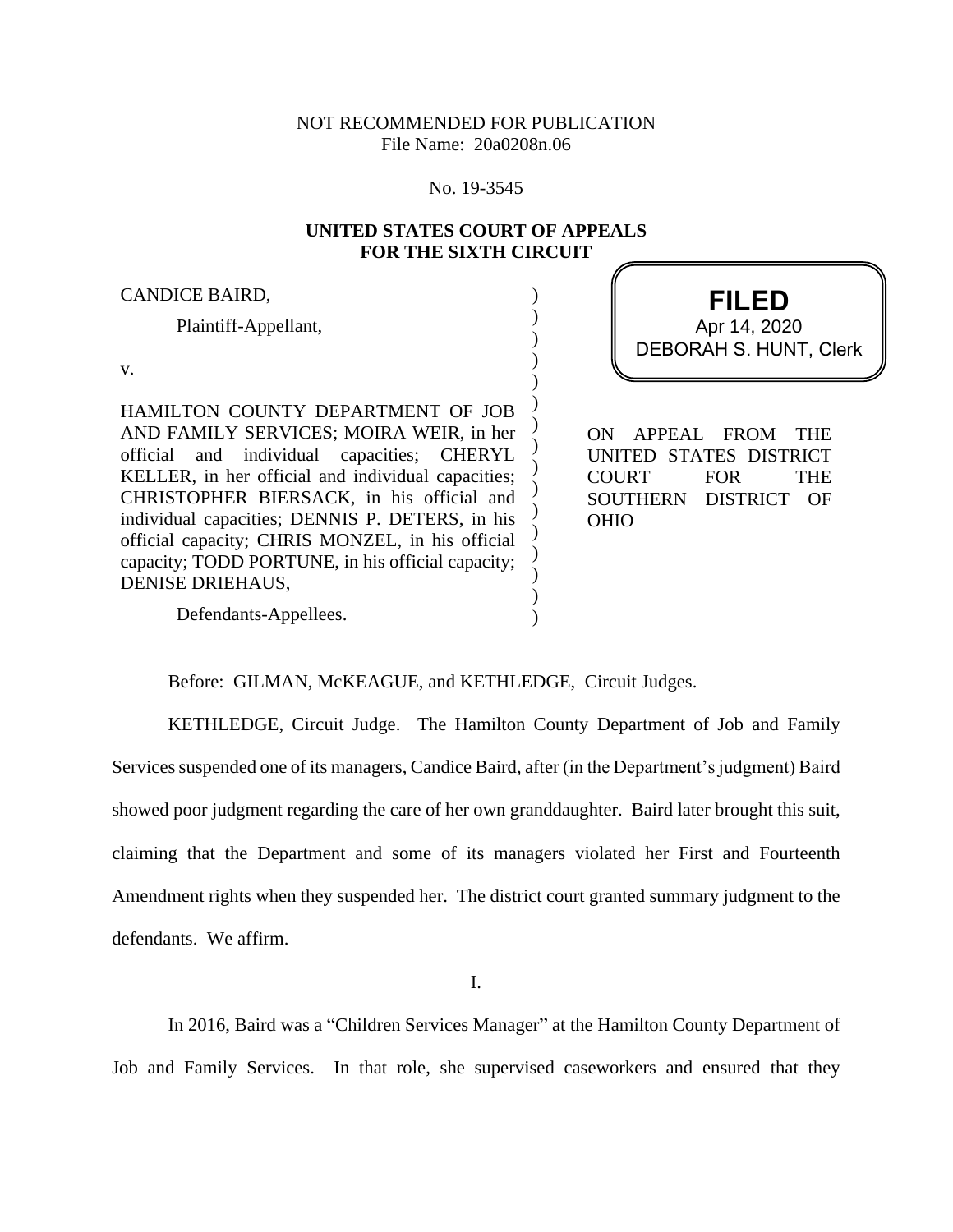NOT RECOMMENDED FOR PUBLICATION
File Name: 20a0208n.06

No. 19-3545

**UNITED STATES COURT OF APPEALS**
**FOR THE SIXTH CIRCUIT**

**FILED**
Apr 14, 2020
DEBORAH S. HUNT, Clerk

CANDICE BAIRD,

Plaintiff-Appellant,

v.

HAMILTON COUNTY DEPARTMENT OF JOB AND FAMILY SERVICES; MOIRA WEIR, in her official and individual capacities; CHERYL KELLER, in her official and individual capacities; CHRISTOPHER BIERSACK, in his official and individual capacities; DENNIS P. DETERS, in his official capacity; CHRIS MONZEL, in his official capacity; TODD PORTUNE, in his official capacity; DENISE DRIEHAUS,

Defendants-Appellees.

ON APPEAL FROM THE UNITED STATES DISTRICT COURT FOR THE SOUTHERN DISTRICT OF OHIO

Before: GILMAN, McKEAGUE, and KETHLEDGE, Circuit Judges.

KETHLEDGE, Circuit Judge. The Hamilton County Department of Job and Family Services suspended one of its managers, Candice Baird, after (in the Department's judgment) Baird showed poor judgment regarding the care of her own granddaughter. Baird later brought this suit, claiming that the Department and some of its managers violated her First and Fourteenth Amendment rights when they suspended her. The district court granted summary judgment to the defendants. We affirm.

I.

In 2016, Baird was a "Children Services Manager" at the Hamilton County Department of Job and Family Services. In that role, she supervised caseworkers and ensured that they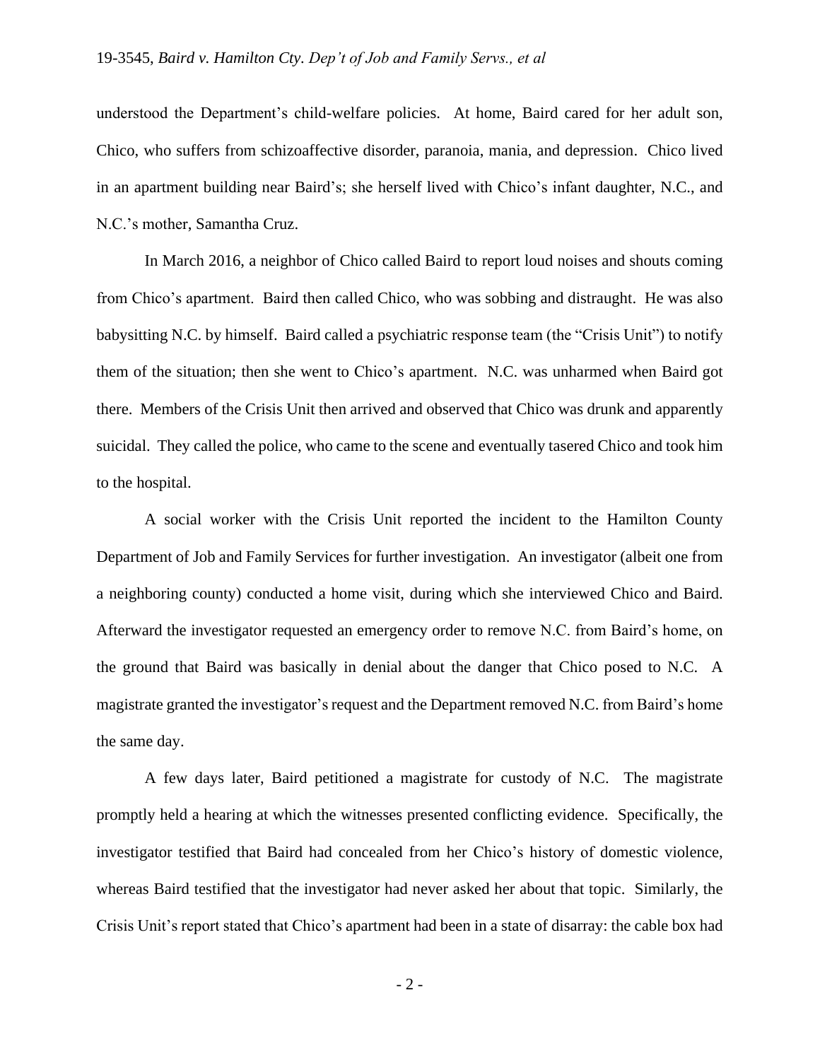understood the Department's child-welfare policies. At home, Baird cared for her adult son, Chico, who suffers from schizoaffective disorder, paranoia, mania, and depression. Chico lived in an apartment building near Baird's; she herself lived with Chico's infant daughter, N.C., and N.C.'s mother, Samantha Cruz.

In March 2016, a neighbor of Chico called Baird to report loud noises and shouts coming from Chico's apartment. Baird then called Chico, who was sobbing and distraught. He was also babysitting N.C. by himself. Baird called a psychiatric response team (the "Crisis Unit") to notify them of the situation; then she went to Chico's apartment. N.C. was unharmed when Baird got there. Members of the Crisis Unit then arrived and observed that Chico was drunk and apparently suicidal. They called the police, who came to the scene and eventually tasered Chico and took him to the hospital.

A social worker with the Crisis Unit reported the incident to the Hamilton County Department of Job and Family Services for further investigation. An investigator (albeit one from a neighboring county) conducted a home visit, during which she interviewed Chico and Baird. Afterward the investigator requested an emergency order to remove N.C. from Baird's home, on the ground that Baird was basically in denial about the danger that Chico posed to N.C. A magistrate granted the investigator's request and the Department removed N.C. from Baird's home the same day.

A few days later, Baird petitioned a magistrate for custody of N.C. The magistrate promptly held a hearing at which the witnesses presented conflicting evidence. Specifically, the investigator testified that Baird had concealed from her Chico's history of domestic violence, whereas Baird testified that the investigator had never asked her about that topic. Similarly, the Crisis Unit's report stated that Chico's apartment had been in a state of disarray: the cable box had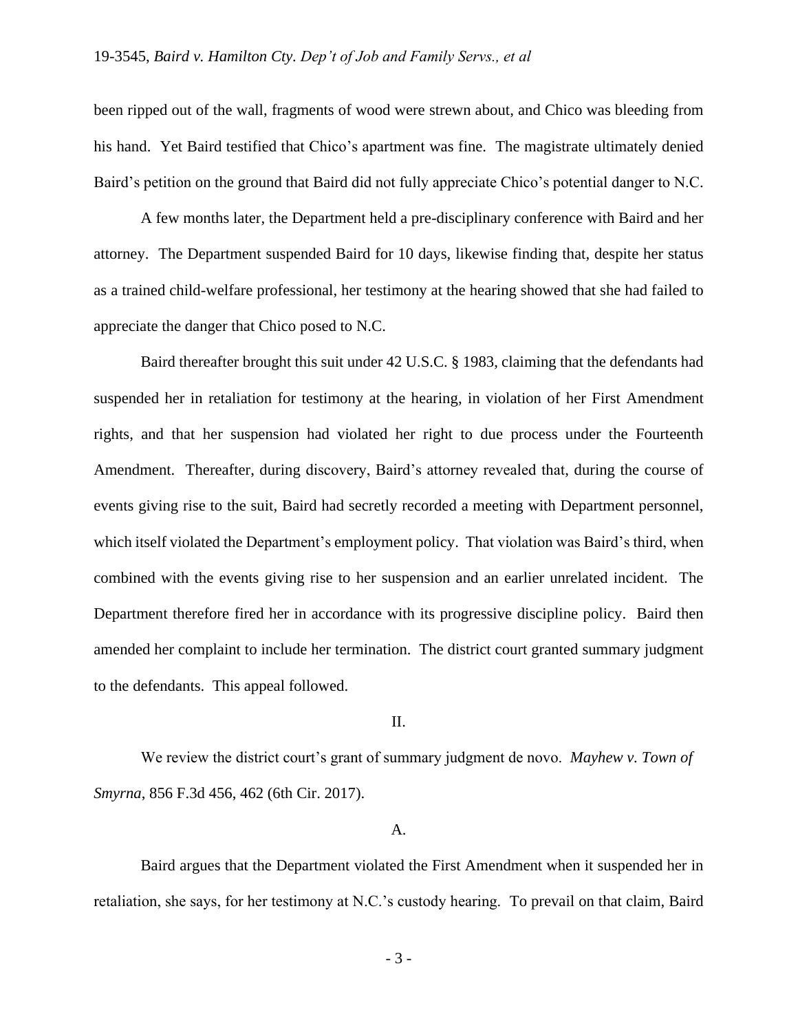been ripped out of the wall, fragments of wood were strewn about, and Chico was bleeding from his hand. Yet Baird testified that Chico's apartment was fine. The magistrate ultimately denied Baird's petition on the ground that Baird did not fully appreciate Chico's potential danger to N.C.

A few months later, the Department held a pre-disciplinary conference with Baird and her attorney. The Department suspended Baird for 10 days, likewise finding that, despite her status as a trained child-welfare professional, her testimony at the hearing showed that she had failed to appreciate the danger that Chico posed to N.C.

Baird thereafter brought this suit under 42 U.S.C. § 1983, claiming that the defendants had suspended her in retaliation for testimony at the hearing, in violation of her First Amendment rights, and that her suspension had violated her right to due process under the Fourteenth Amendment. Thereafter, during discovery, Baird's attorney revealed that, during the course of events giving rise to the suit, Baird had secretly recorded a meeting with Department personnel, which itself violated the Department's employment policy. That violation was Baird's third, when combined with the events giving rise to her suspension and an earlier unrelated incident. The Department therefore fired her in accordance with its progressive discipline policy. Baird then amended her complaint to include her termination. The district court granted summary judgment to the defendants. This appeal followed.

## II.

We review the district court's grant of summary judgment de novo. *Mayhew v. Town of Smyrna*, 856 F.3d 456, 462 (6th Cir. 2017).

### A.

Baird argues that the Department violated the First Amendment when it suspended her in retaliation, she says, for her testimony at N.C.'s custody hearing. To prevail on that claim, Baird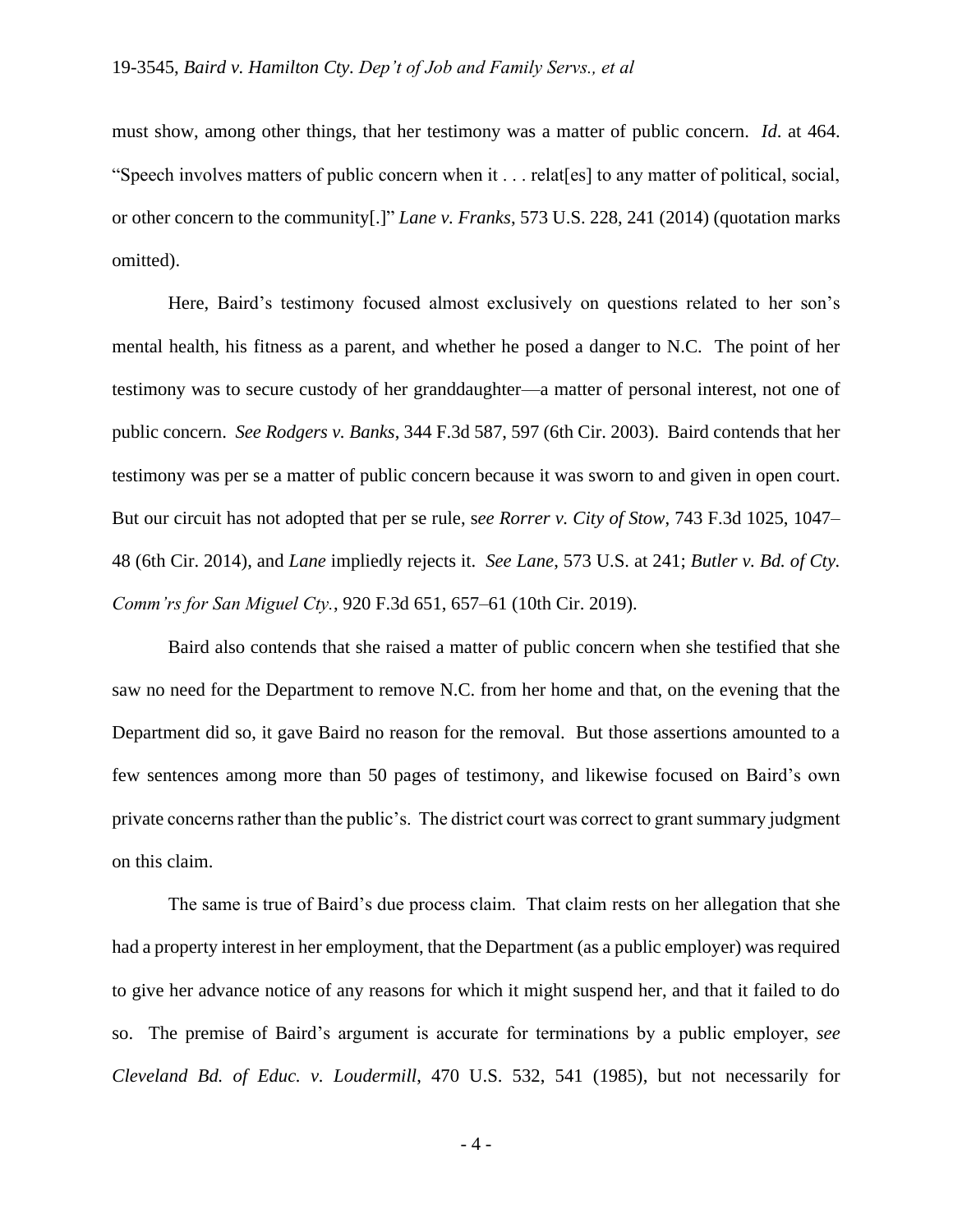must show, among other things, that her testimony was a matter of public concern. *Id*. at 464. "Speech involves matters of public concern when it . . . relat[es] to any matter of political, social, or other concern to the community[.]" *Lane v. Franks*, 573 U.S. 228, 241 (2014) (quotation marks omitted).

Here, Baird's testimony focused almost exclusively on questions related to her son's mental health, his fitness as a parent, and whether he posed a danger to N.C. The point of her testimony was to secure custody of her granddaughter—a matter of personal interest, not one of public concern. *See Rodgers v. Banks*, 344 F.3d 587, 597 (6th Cir. 2003). Baird contends that her testimony was per se a matter of public concern because it was sworn to and given in open court. But our circuit has not adopted that per se rule, s*ee Rorrer v. City of Stow*, 743 F.3d 1025, 1047–48 (6th Cir. 2014), and *Lane* impliedly rejects it. *See Lane*, 573 U.S. at 241; *Butler v. Bd. of Cty. Comm'rs for San Miguel Cty.*, 920 F.3d 651, 657–61 (10th Cir. 2019).

Baird also contends that she raised a matter of public concern when she testified that she saw no need for the Department to remove N.C. from her home and that, on the evening that the Department did so, it gave Baird no reason for the removal. But those assertions amounted to a few sentences among more than 50 pages of testimony, and likewise focused on Baird's own private concerns rather than the public's. The district court was correct to grant summary judgment on this claim.

The same is true of Baird's due process claim. That claim rests on her allegation that she had a property interest in her employment, that the Department (as a public employer) was required to give her advance notice of any reasons for which it might suspend her, and that it failed to do so. The premise of Baird's argument is accurate for terminations by a public employer, *see Cleveland Bd. of Educ. v. Loudermill*, 470 U.S. 532, 541 (1985), but not necessarily for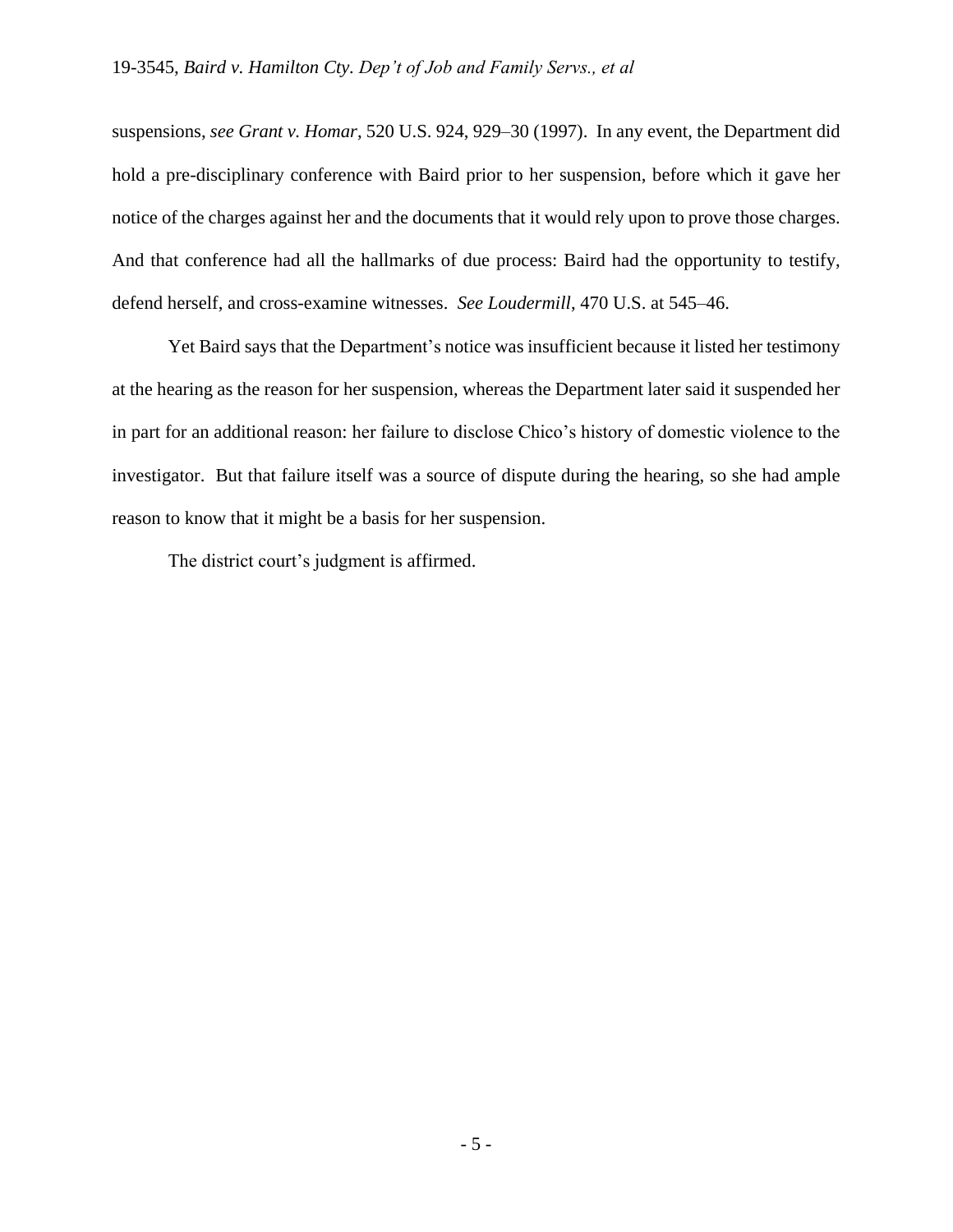suspensions, *see Grant v. Homar*, 520 U.S. 924, 929–30 (1997). In any event, the Department did hold a pre-disciplinary conference with Baird prior to her suspension, before which it gave her notice of the charges against her and the documents that it would rely upon to prove those charges. And that conference had all the hallmarks of due process: Baird had the opportunity to testify, defend herself, and cross-examine witnesses. *See Loudermill*, 470 U.S. at 545–46.

Yet Baird says that the Department's notice was insufficient because it listed her testimony at the hearing as the reason for her suspension, whereas the Department later said it suspended her in part for an additional reason: her failure to disclose Chico's history of domestic violence to the investigator. But that failure itself was a source of dispute during the hearing, so she had ample reason to know that it might be a basis for her suspension.

The district court's judgment is affirmed.